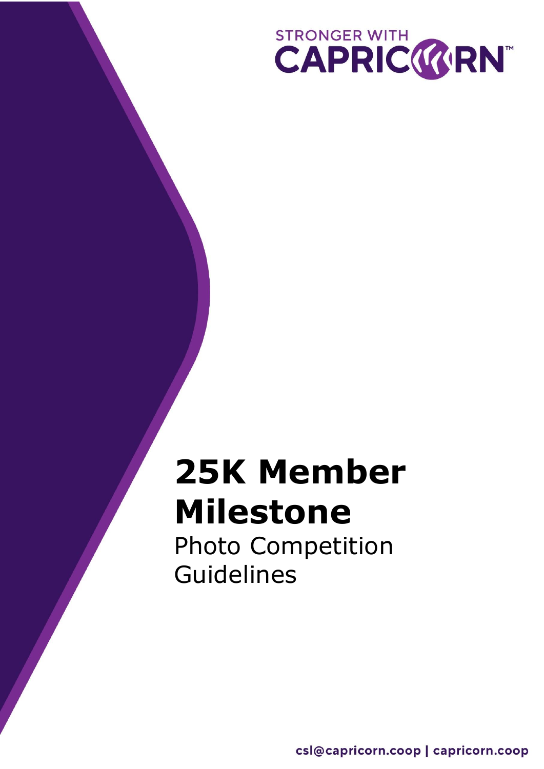STRONGER WITH CAPRICORN™

# 25K Member Milestone

Photo Competition Guidelines

csl@capricorn.coop | capricorn.coop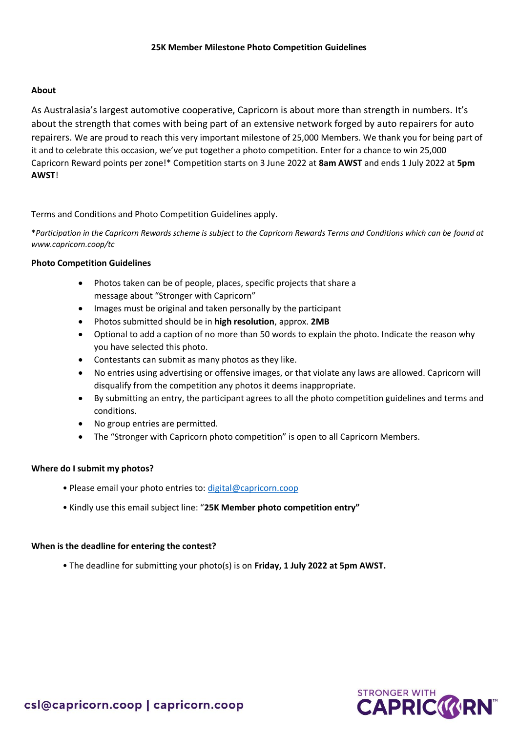**25K Member Milestone Photo Competition Guidelines**

**About**

As Australasia's largest automotive cooperative, Capricorn is about more than strength in numbers. It's about the strength that comes with being part of an extensive network forged by auto repairers for auto repairers. We are proud to reach this very important milestone of 25,000 Members. We thank you for being part of it and to celebrate this occasion, we've put together a photo competition. Enter for a chance to win 25,000 Capricorn Reward points per zone!* Competition starts on 3 June 2022 at **8am AWST** and ends 1 July 2022 at **5pm AWST**!

Terms and Conditions and Photo Competition Guidelines apply.

**Participation in the Capricorn Rewards scheme is subject to the Capricorn Rewards Terms and Conditions which can be found at www.capricorn.coop/tc*

**Photo Competition Guidelines**

- Photos taken can be of people, places, specific projects that share a message about "Stronger with Capricorn"
- Images must be original and taken personally by the participant
- Photos submitted should be in **high resolution**, approx. **2MB**
- Optional to add a caption of no more than 50 words to explain the photo. Indicate the reason why you have selected this photo.
- Contestants can submit as many photos as they like.
- No entries using advertising or offensive images, or that violate any laws are allowed. Capricorn will disqualify from the competition any photos it deems inappropriate.
- By submitting an entry, the participant agrees to all the photo competition guidelines and terms and conditions.
- No group entries are permitted.
- The "Stronger with Capricorn photo competition" is open to all Capricorn Members.

**Where do I submit my photos?**

- Please email your photo entries to: digital@capricorn.coop
- Kindly use this email subject line: "**25K Member photo competition entry"**

**When is the deadline for entering the contest?**

- The deadline for submitting your photo(s) is on **Friday, 1 July 2022 at 5pm AWST.**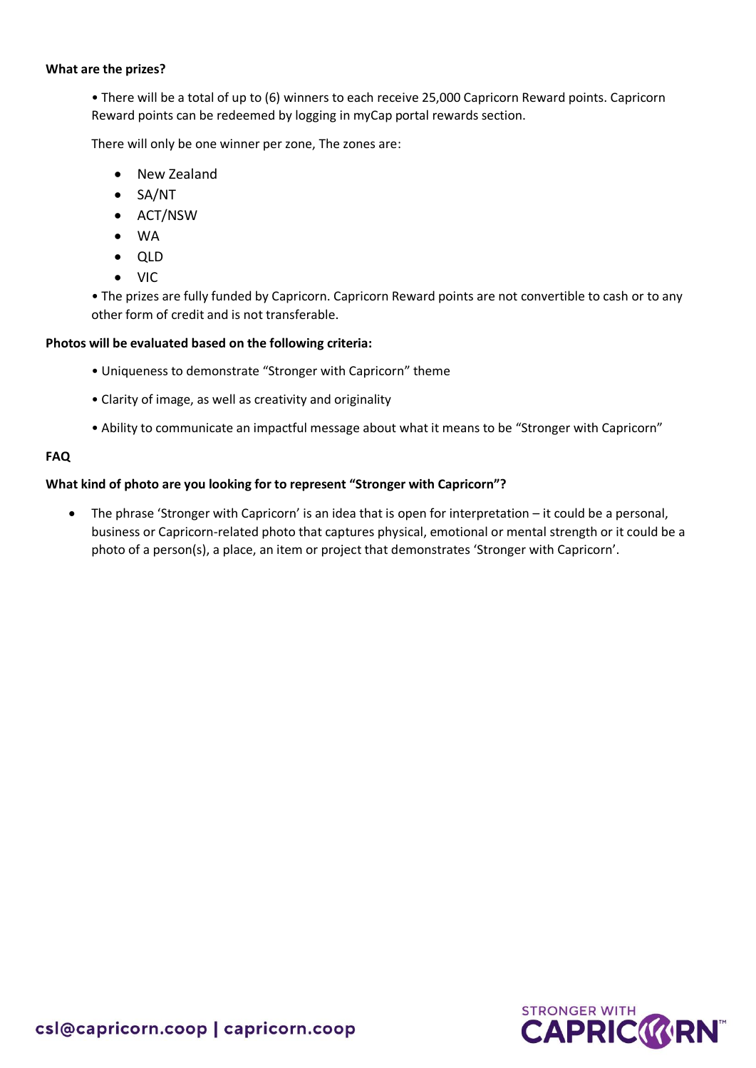**What are the prizes?**

• There will be a total of up to (6) winners to each receive 25,000 Capricorn Reward points. Capricorn Reward points can be redeemed by logging in myCap portal rewards section.

There will only be one winner per zone, The zones are:

- New Zealand
- SA/NT
- ACT/NSW
- WA
- QLD
- VIC

• The prizes are fully funded by Capricorn. Capricorn Reward points are not convertible to cash or to any other form of credit and is not transferable.

**Photos will be evaluated based on the following criteria:**

• Uniqueness to demonstrate "Stronger with Capricorn" theme

• Clarity of image, as well as creativity and originality

• Ability to communicate an impactful message about what it means to be "Stronger with Capricorn"

**FAQ**

**What kind of photo are you looking for to represent "Stronger with Capricorn"?**

- The phrase 'Stronger with Capricorn' is an idea that is open for interpretation – it could be a personal, business or Capricorn-related photo that captures physical, emotional or mental strength or it could be a photo of a person(s), a place, an item or project that demonstrates 'Stronger with Capricorn'.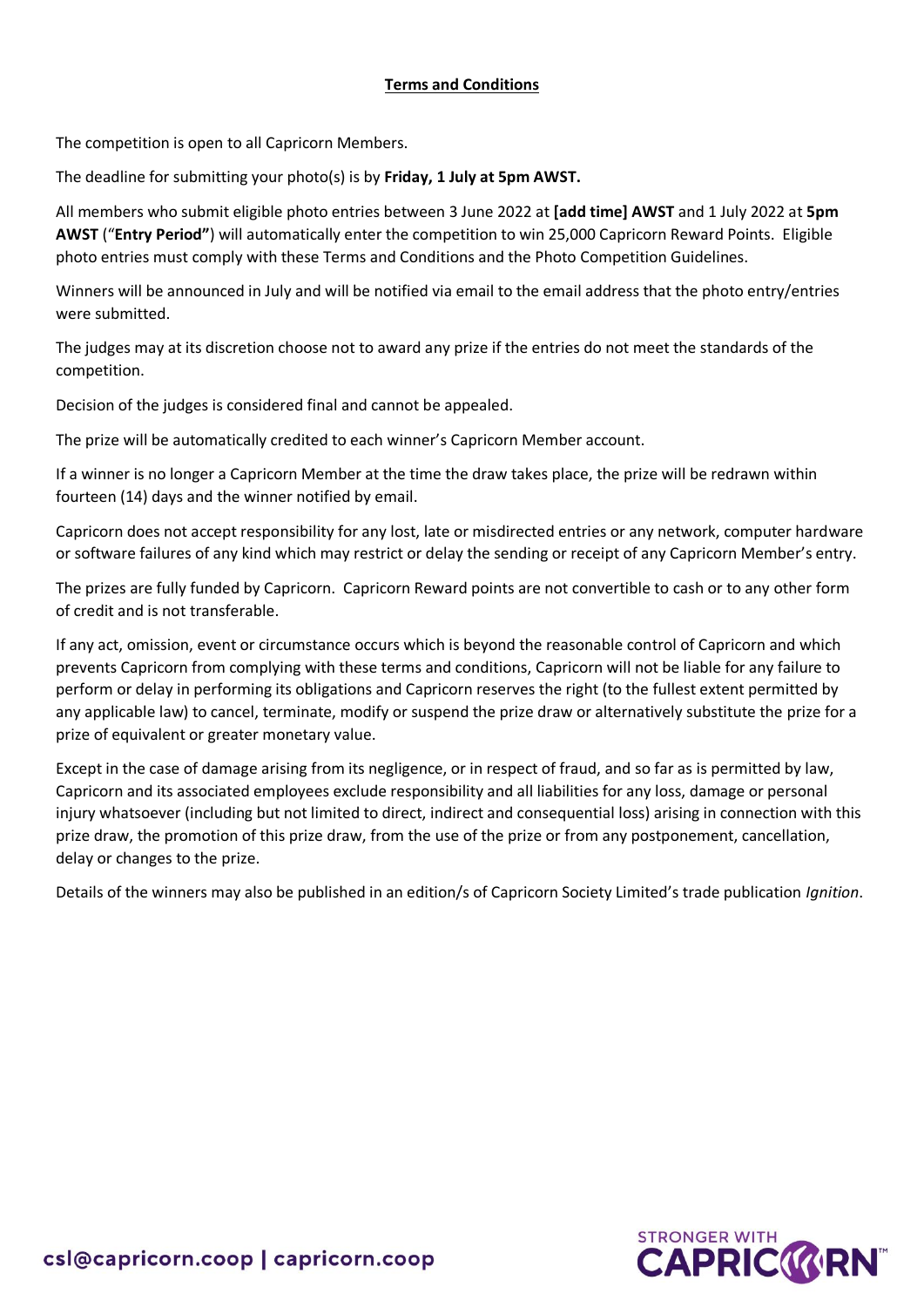## Terms and Conditions

The competition is open to all Capricorn Members.

The deadline for submitting your photo(s) is by **Friday, 1 July at 5pm AWST.**

All members who submit eligible photo entries between 3 June 2022 at **[add time] AWST** and 1 July 2022 at **5pm AWST** ("**Entry Period"**) will automatically enter the competition to win 25,000 Capricorn Reward Points. Eligible photo entries must comply with these Terms and Conditions and the Photo Competition Guidelines.

Winners will be announced in July and will be notified via email to the email address that the photo entry/entries were submitted.

The judges may at its discretion choose not to award any prize if the entries do not meet the standards of the competition.

Decision of the judges is considered final and cannot be appealed.

The prize will be automatically credited to each winner's Capricorn Member account.

If a winner is no longer a Capricorn Member at the time the draw takes place, the prize will be redrawn within fourteen (14) days and the winner notified by email.

Capricorn does not accept responsibility for any lost, late or misdirected entries or any network, computer hardware or software failures of any kind which may restrict or delay the sending or receipt of any Capricorn Member's entry.

The prizes are fully funded by Capricorn. Capricorn Reward points are not convertible to cash or to any other form of credit and is not transferable.

If any act, omission, event or circumstance occurs which is beyond the reasonable control of Capricorn and which prevents Capricorn from complying with these terms and conditions, Capricorn will not be liable for any failure to perform or delay in performing its obligations and Capricorn reserves the right (to the fullest extent permitted by any applicable law) to cancel, terminate, modify or suspend the prize draw or alternatively substitute the prize for a prize of equivalent or greater monetary value.

Except in the case of damage arising from its negligence, or in respect of fraud, and so far as is permitted by law, Capricorn and its associated employees exclude responsibility and all liabilities for any loss, damage or personal injury whatsoever (including but not limited to direct, indirect and consequential loss) arising in connection with this prize draw, the promotion of this prize draw, from the use of the prize or from any postponement, cancellation, delay or changes to the prize.

Details of the winners may also be published in an edition/s of Capricorn Society Limited's trade publication *Ignition*.

csl@capricorn.coop | capricorn.coop

STRONGER WITH CAPRICORN™